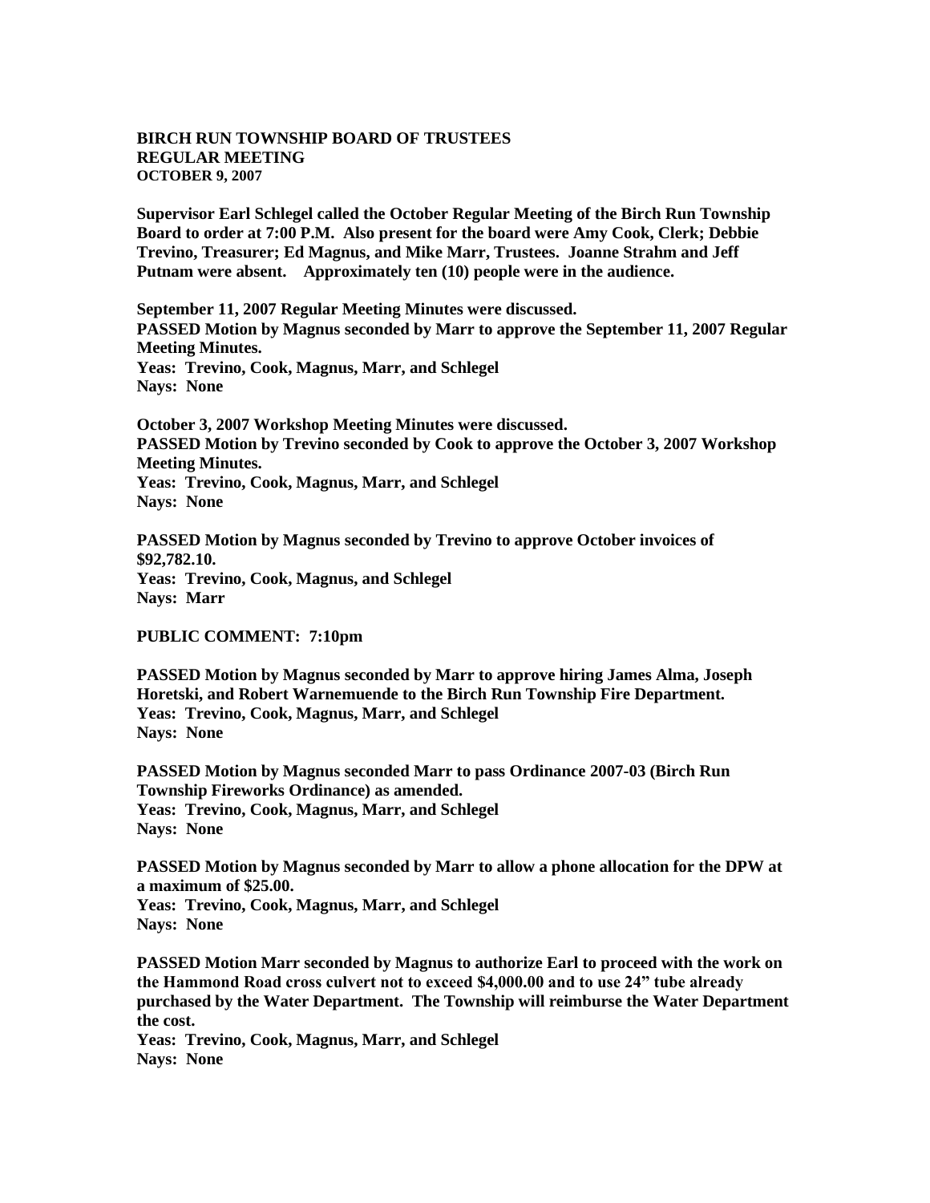**BIRCH RUN TOWNSHIP BOARD OF TRUSTEES**
**REGULAR MEETING**
**OCTOBER 9, 2007**

**Supervisor Earl Schlegel called the October Regular Meeting of the Birch Run Township Board to order at 7:00 P.M. Also present for the board were Amy Cook, Clerk; Debbie Trevino, Treasurer; Ed Magnus, and Mike Marr, Trustees. Joanne Strahm and Jeff Putnam were absent. Approximately ten (10) people were in the audience.**

**September 11, 2007 Regular Meeting Minutes were discussed.**
**PASSED Motion by Magnus seconded by Marr to approve the September 11, 2007 Regular Meeting Minutes.**
**Yeas: Trevino, Cook, Magnus, Marr, and Schlegel**
**Nays: None**

**October 3, 2007 Workshop Meeting Minutes were discussed.**
**PASSED Motion by Trevino seconded by Cook to approve the October 3, 2007 Workshop Meeting Minutes.**
**Yeas: Trevino, Cook, Magnus, Marr, and Schlegel**
**Nays: None**

**PASSED Motion by Magnus seconded by Trevino to approve October invoices of $92,782.10.**
**Yeas: Trevino, Cook, Magnus, and Schlegel**
**Nays: Marr**

**PUBLIC COMMENT: 7:10pm**

**PASSED Motion by Magnus seconded by Marr to approve hiring James Alma, Joseph Horetski, and Robert Warnemuende to the Birch Run Township Fire Department.**
**Yeas: Trevino, Cook, Magnus, Marr, and Schlegel**
**Nays: None**

**PASSED Motion by Magnus seconded Marr to pass Ordinance 2007-03 (Birch Run Township Fireworks Ordinance) as amended.**
**Yeas: Trevino, Cook, Magnus, Marr, and Schlegel**
**Nays: None**

**PASSED Motion by Magnus seconded by Marr to allow a phone allocation for the DPW at a maximum of $25.00.**
**Yeas: Trevino, Cook, Magnus, Marr, and Schlegel**
**Nays: None**

**PASSED Motion Marr seconded by Magnus to authorize Earl to proceed with the work on the Hammond Road cross culvert not to exceed $4,000.00 and to use 24" tube already purchased by the Water Department. The Township will reimburse the Water Department the cost.**
**Yeas: Trevino, Cook, Magnus, Marr, and Schlegel**
**Nays: None**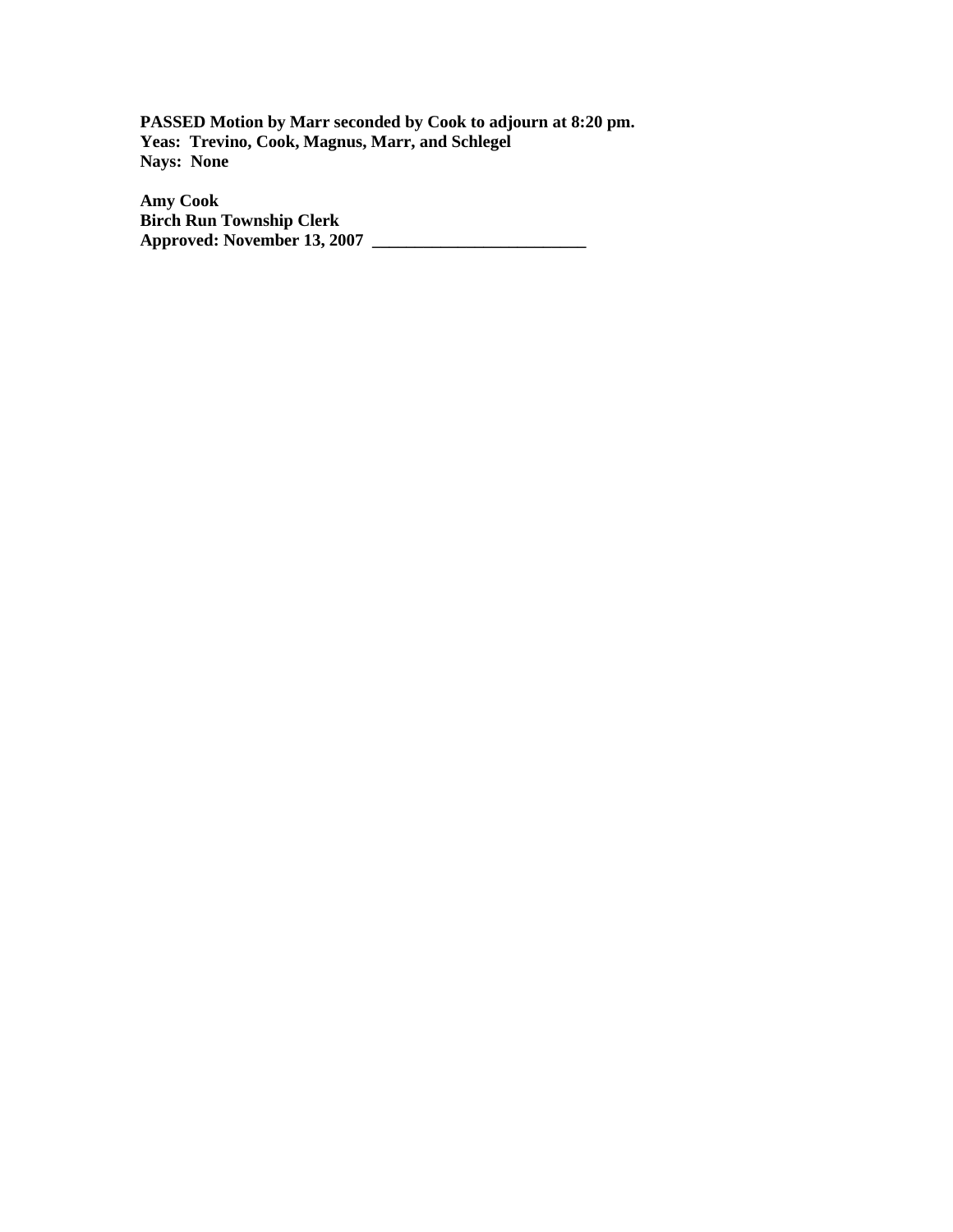**PASSED Motion by Marr seconded by Cook to adjourn at 8:20 pm.**
**Yeas: Trevino, Cook, Magnus, Marr, and Schlegel**
**Nays: None**

**Amy Cook**
**Birch Run Township Clerk**
**Approved: November 13, 2007 _________________________**